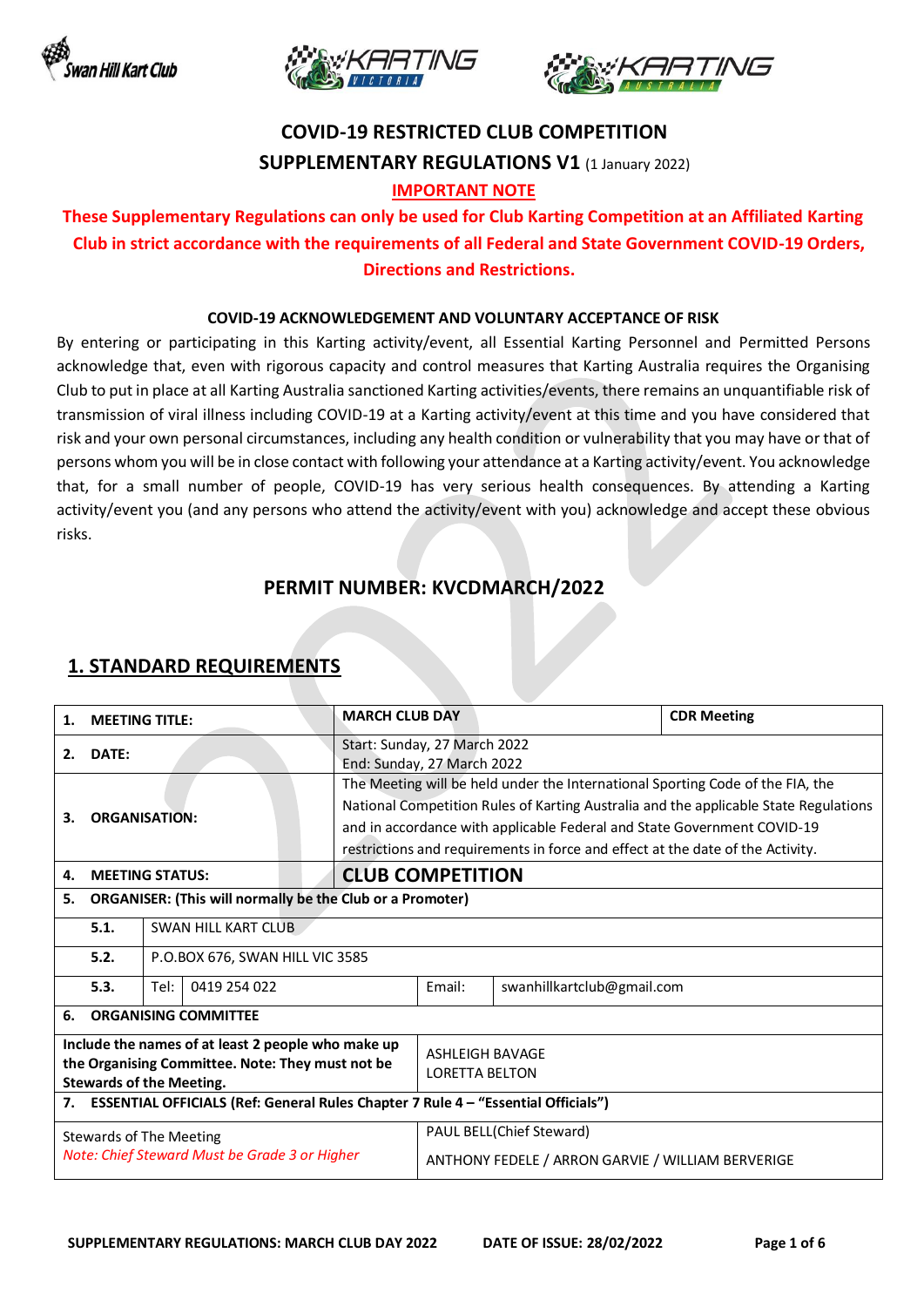# COVID-19 RESTRICTED CLUB COMPETITION

## SUPPLEMENTARY REGULATIONS V1 (1 January 2022)

**IMPORTANT NOTE**

**These Supplementary Regulations can only be used for Club Karting Competition at an Affiliated Karting Club in strict accordance with the requirements of all Federal and State Government COVID-19 Orders, Directions and Restrictions.**

**COVID-19 ACKNOWLEDGEMENT AND VOLUNTARY ACCEPTANCE OF RISK**

By entering or participating in this Karting activity/event, all Essential Karting Personnel and Permitted Persons acknowledge that, even with rigorous capacity and control measures that Karting Australia requires the Organising Club to put in place at all Karting Australia sanctioned Karting activities/events, there remains an unquantifiable risk of transmission of viral illness including COVID-19 at a Karting activity/event at this time and you have considered that risk and your own personal circumstances, including any health condition or vulnerability that you may have or that of persons whom you will be in close contact with following your attendance at a Karting activity/event. You acknowledge that, for a small number of people, COVID-19 has very serious health consequences. By attending a Karting activity/event you (and any persons who attend the activity/event with you) acknowledge and accept these obvious risks.

## PERMIT NUMBER: KVCDMARCH/2022

## 1. STANDARD REQUIREMENTS

| | | | | | |
|---|---|---|---|---|---|
| **1. MEETING TITLE:** | | | **MARCH CLUB DAY** | | **CDR Meeting** |
| **2. DATE:** | | | Start: Sunday, 27 March 2022<br>End: Sunday, 27 March 2022 | | |
| **3. ORGANISATION:** | | | The Meeting will be held under the International Sporting Code of the FIA, the National Competition Rules of Karting Australia and the applicable State Regulations and in accordance with applicable Federal and State Government COVID-19 restrictions and requirements in force and effect at the date of the Activity. | | |
| **4. MEETING STATUS:** | | | **CLUB COMPETITION** | | |
| **5. ORGANISER: (This will normally be the Club or a Promoter)** | | | | | |
| **5.1.** | SWAN HILL KART CLUB | | | | |
| **5.2.** | P.O.BOX 676, SWAN HILL VIC 3585 | | | | |
| **5.3.** | Tel: | 0419 254 022 | Email: | swanhillkartclub@gmail.com | |
| **6. ORGANISING COMMITTEE** | | | | | |
| **Include the names of at least 2 people who make up the Organising Committee. Note: They must not be Stewards of the Meeting.** | | | ASHLEIGH BAVAGE<br>LORETTA BELTON | | |
| **7. ESSENTIAL OFFICIALS (Ref: General Rules Chapter 7 Rule 4 – "Essential Officials")** | | | | | |
| Stewards of The Meeting<br>*Note: Chief Steward Must be Grade 3 or Higher* | | | PAUL BELL(Chief Steward)<br>ANTHONY FEDELE / ARRON GARVIE / WILLIAM BERVERIGE | | |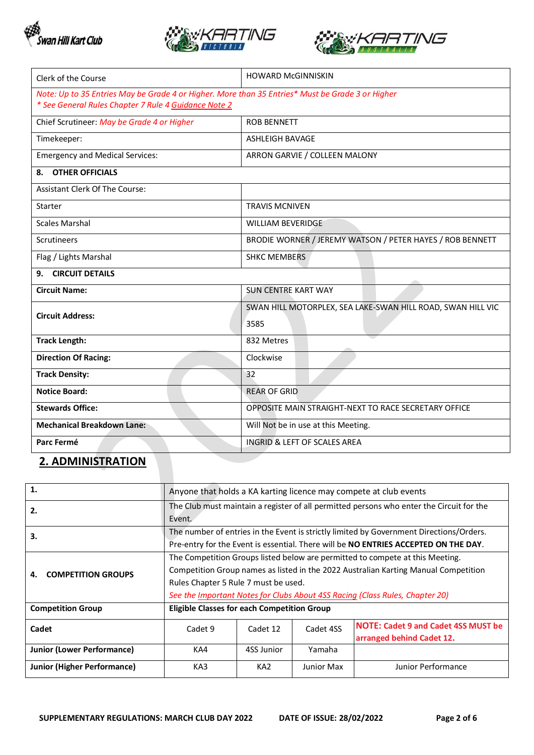| | |
|---|---|
| Clerk of the Course | HOWARD McGINNISKIN |
| *Note: Up to 35 Entries May be Grade 4 or Higher. More than 35 Entries* Must be Grade 3 or Higher* <br> ** See General Rules Chapter 7 Rule 4 Guidance Note 2* | |
| Chief Scrutineer: *May be Grade 4 or Higher* | ROB BENNETT |
| Timekeeper: | ASHLEIGH BAVAGE |
| Emergency and Medical Services: | ARRON GARVIE / COLLEEN MALONY |
| **8. OTHER OFFICIALS** | |
| Assistant Clerk Of The Course: | |
| Starter | TRAVIS MCNIVEN |
| Scales Marshal | WILLIAM BEVERIDGE |
| Scrutineers | BRODIE WORNER / JEREMY WATSON / PETER HAYES / ROB BENNETT |
| Flag / Lights Marshal | SHKC MEMBERS |
| **9. CIRCUIT DETAILS** | |
| **Circuit Name:** | SUN CENTRE KART WAY |
| **Circuit Address:** | SWAN HILL MOTORPLEX, SEA LAKE-SWAN HILL ROAD, SWAN HILL VIC 3585 |
| **Track Length:** | 832 Metres |
| **Direction Of Racing:** | Clockwise |
| **Track Density:** | 32 |
| **Notice Board:** | REAR OF GRID |
| **Stewards Office:** | OPPOSITE MAIN STRAIGHT-NEXT TO RACE SECRETARY OFFICE |
| **Mechanical Breakdown Lane:** | Will Not be in use at this Meeting. |
| **Parc Fermé** | INGRID & LEFT OF SCALES AREA |

## 2. ADMINISTRATION

| | | | | |
|---|---|---|---|---|
| **1.** | Anyone that holds a KA karting licence may compete at club events | | | |
| **2.** | The Club must maintain a register of all permitted persons who enter the Circuit for the Event. | | | |
| **3.** | The number of entries in the Event is strictly limited by Government Directions/Orders. Pre-entry for the Event is essential. There will be **NO ENTRIES ACCEPTED ON THE DAY**. | | | |
| **4. COMPETITION GROUPS** | The Competition Groups listed below are permitted to compete at this Meeting. Competition Group names as listed in the 2022 Australian Karting Manual Competition Rules Chapter 5 Rule 7 must be used. *See the Important Notes for Clubs About 4SS Racing (Class Rules, Chapter 20)* | | | |
| **Competition Group** | **Eligible Classes for each Competition Group** | | | |
| **Cadet** | Cadet 9 | Cadet 12 | Cadet 4SS | **NOTE: Cadet 9 and Cadet 4SS MUST be arranged behind Cadet 12.** |
| **Junior (Lower Performance)** | KA4 | 4SS Junior | Yamaha | |
| **Junior (Higher Performance)** | KA3 | KA2 | Junior Max | Junior Performance |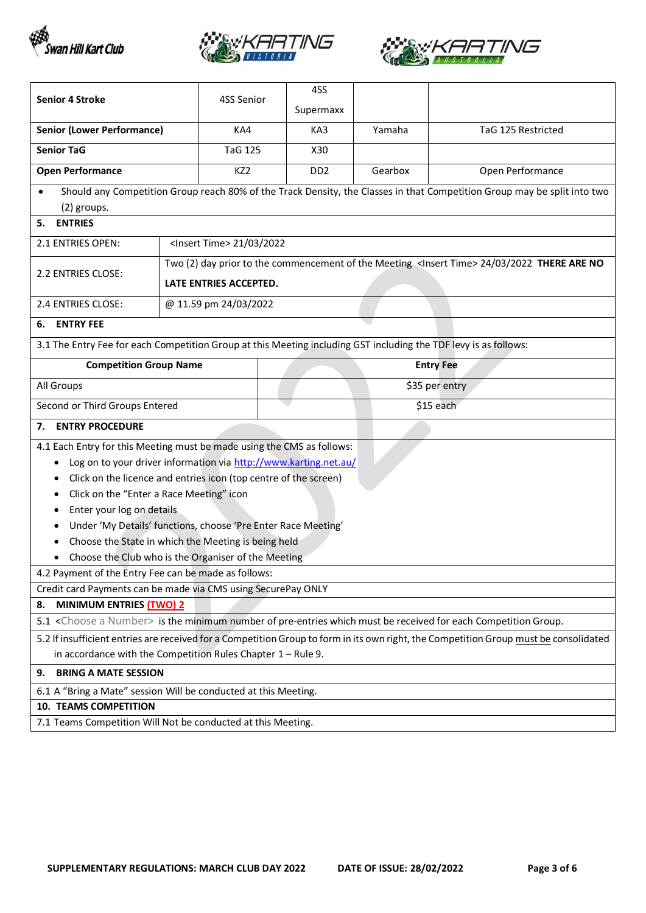| | | | | |
|---|---|---|---|---|
| **Senior 4 Stroke** | 4SS Senior | 4SS Supermaxx | | |
| **Senior (Lower Performance)** | KA4 | KA3 | Yamaha | TaG 125 Restricted |
| **Senior TaG** | TaG 125 | X30 | | |
| **Open Performance** | KZ2 | DD2 | Gearbox | Open Performance |

- Should any Competition Group reach 80% of the Track Density, the Classes in that Competition Group may be split into two (2) groups.

## 5. ENTRIES

| | |
|---|---|
| 2.1 ENTRIES OPEN: | <Insert Time> 21/03/2022 |
| 2.2 ENTRIES CLOSE: | Two (2) day prior to the commencement of the Meeting <Insert Time> 24/03/2022 **THERE ARE NO LATE ENTRIES ACCEPTED.** |
| 2.4 ENTRIES CLOSE: | @ 11.59 pm 24/03/2022 |

## 6. ENTRY FEE

3.1 The Entry Fee for each Competition Group at this Meeting including GST including the TDF levy is as follows:

| Competition Group Name | Entry Fee |
|---|---|
| All Groups | $35 per entry |
| Second or Third Groups Entered | $15 each |

## 7. ENTRY PROCEDURE

4.1 Each Entry for this Meeting must be made using the CMS as follows:

- Log on to your driver information via http://www.karting.net.au/
- Click on the licence and entries icon (top centre of the screen)
- Click on the "Enter a Race Meeting" icon
- Enter your log on details
- Under 'My Details' functions, choose 'Pre Enter Race Meeting'
- Choose the State in which the Meeting is being held
- Choose the Club who is the Organiser of the Meeting

4.2 Payment of the Entry Fee can be made as follows:

Credit card Payments can be made via CMS using SecurePay ONLY

## 8. MINIMUM ENTRIES (TWO) 2

5.1 <Choose a Number> is the minimum number of pre-entries which must be received for each Competition Group.

5.2 If insufficient entries are received for a Competition Group to form in its own right, the Competition Group must be consolidated in accordance with the Competition Rules Chapter 1 – Rule 9.

## 9. BRING A MATE SESSION

6.1 A "Bring a Mate" session Will be conducted at this Meeting.

## 10. TEAMS COMPETITION

7.1 Teams Competition Will Not be conducted at this Meeting.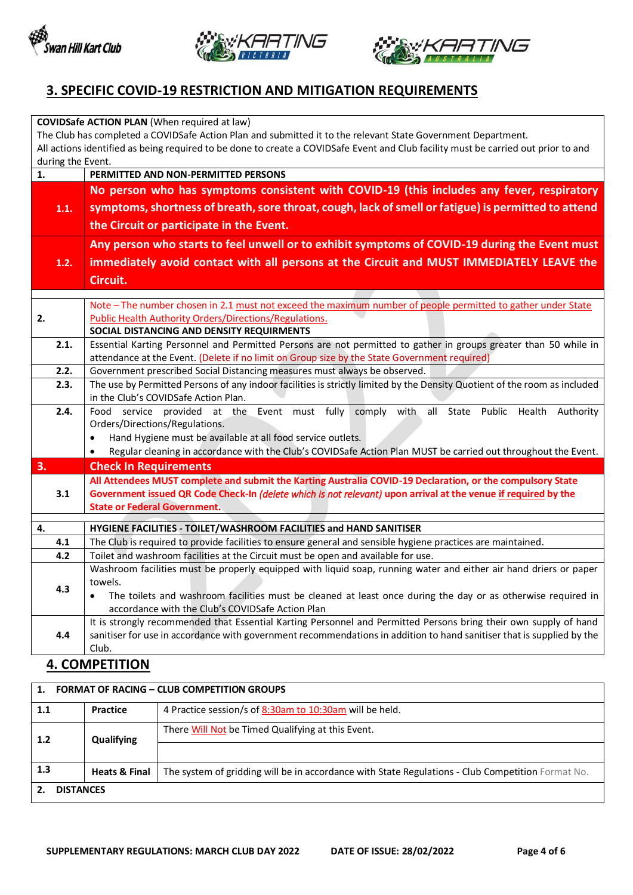## 3. SPECIFIC COVID-19 RESTRICTION AND MITIGATION REQUIREMENTS

| | |
|---|---|
| **COVIDSafe ACTION PLAN** (When required at law)<br>The Club has completed a COVIDSafe Action Plan and submitted it to the relevant State Government Department.<br>All actions identified as being required to be done to create a COVIDSafe Event and Club facility must be carried out prior to and during the Event. | |
| **1.** | **PERMITTED AND NON-PERMITTED PERSONS** |
| **1.1.** | **No person who has symptoms consistent with COVID-19 (this includes any fever, respiratory symptoms, shortness of breath, sore throat, cough, lack of smell or fatigue) is permitted to attend the Circuit or participate in the Event.** |
| **1.2.** | **Any person who starts to feel unwell or to exhibit symptoms of COVID-19 during the Event must immediately avoid contact with all persons at the Circuit and MUST IMMEDIATELY LEAVE the Circuit.** |
| **2.** | Note – The number chosen in 2.1 must not exceed the maximum number of people permitted to gather under State Public Health Authority Orders/Directions/Regulations.<br>**SOCIAL DISTANCING AND DENSITY REQUIRMENTS** |
| **2.1.** | Essential Karting Personnel and Permitted Persons are not permitted to gather in groups greater than 50 while in attendance at the Event. (Delete if no limit on Group size by the State Government required) |
| **2.2.** | Government prescribed Social Distancing measures must always be observed. |
| **2.3.** | The use by Permitted Persons of any indoor facilities is strictly limited by the Density Quotient of the room as included in the Club's COVIDSafe Action Plan. |
| **2.4.** | Food service provided at the Event must fully comply with all State Public Health Authority Orders/Directions/Regulations.<br>• Hand Hygiene must be available at all food service outlets.<br>• Regular cleaning in accordance with the Club's COVIDSafe Action Plan MUST be carried out throughout the Event. |
| **3.** | **Check In Requirements** |
| **3.1** | **All Attendees MUST complete and submit the Karting Australia COVID-19 Declaration, or the compulsory State Government issued QR Code Check-In *(delete which is not relevant)* upon arrival at the venue if required by the State or Federal Government.** |
| **4.** | **HYGIENE FACILITIES - TOILET/WASHROOM FACILITIES and HAND SANITISER** |
| **4.1** | The Club is required to provide facilities to ensure general and sensible hygiene practices are maintained. |
| **4.2** | Toilet and washroom facilities at the Circuit must be open and available for use. |
| **4.3** | Washroom facilities must be properly equipped with liquid soap, running water and either air hand driers or paper towels.<br>• The toilets and washroom facilities must be cleaned at least once during the day or as otherwise required in accordance with the Club's COVIDSafe Action Plan |
| **4.4** | It is strongly recommended that Essential Karting Personnel and Permitted Persons bring their own supply of hand sanitiser for use in accordance with government recommendations in addition to hand sanitiser that is supplied by the Club. |

## 4. COMPETITION

| | | |
|---|---|---|
| **1. FORMAT OF RACING – CLUB COMPETITION GROUPS** | | |
| **1.1** | **Practice** | 4 Practice session/s of 8:30am to 10:30am will be held. |
| **1.2** | **Qualifying** | There Will Not be Timed Qualifying at this Event. |
| **1.3** | **Heats & Final** | The system of gridding will be in accordance with State Regulations - Club Competition Format No. |
| **2. DISTANCES** | | |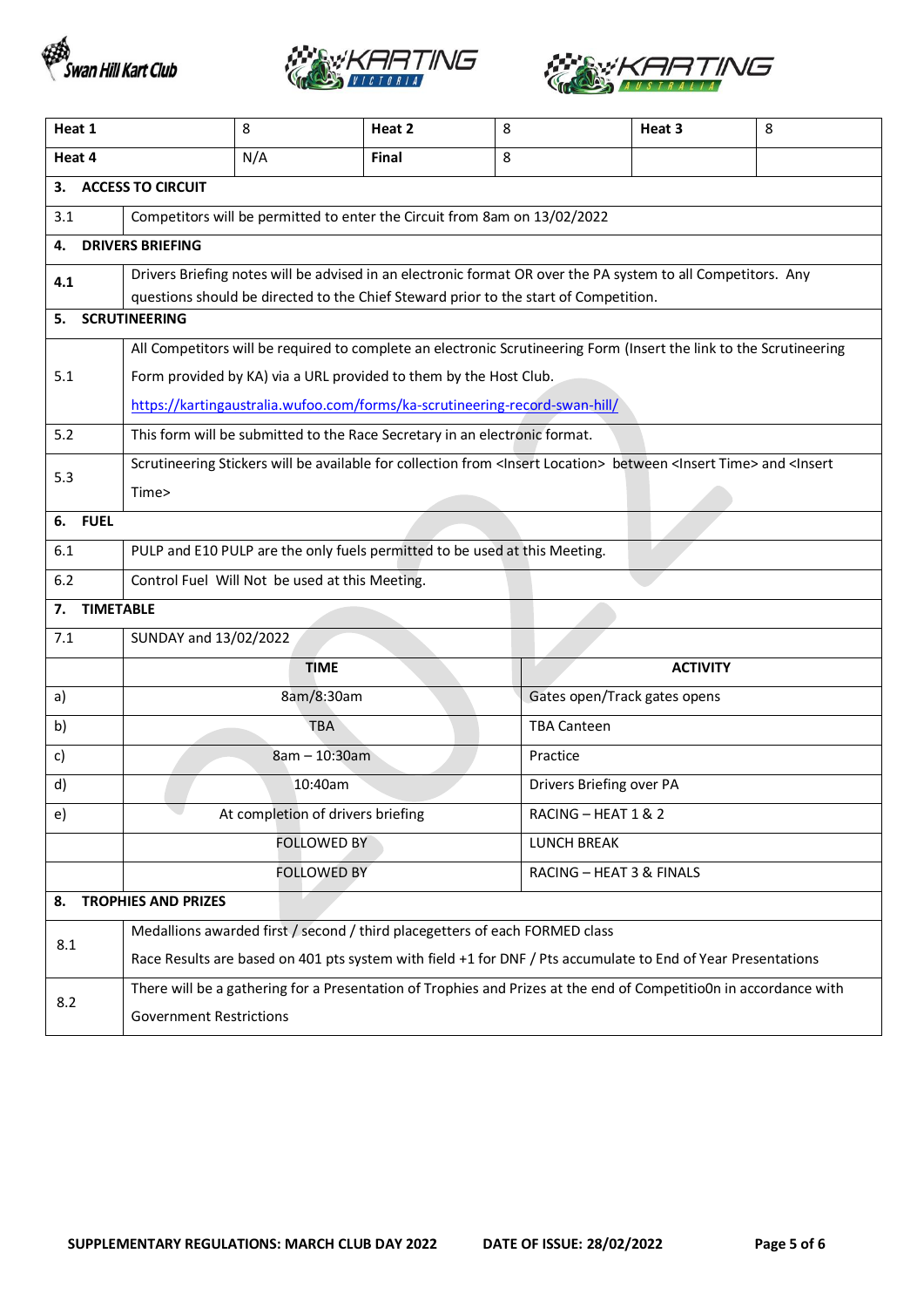| | | | | | |
|---|---|---|---|---|---|
| **Heat 1** | 8 | **Heat 2** | 8 | **Heat 3** | 8 |
| **Heat 4** | N/A | **Final** | 8 | | |

| | |
|---|---|
| **3.** | **ACCESS TO CIRCUIT** |
| 3.1 | Competitors will be permitted to enter the Circuit from 8am on 13/02/2022 |
| **4.** | **DRIVERS BRIEFING** |
| **4.1** | Drivers Briefing notes will be advised in an electronic format OR over the PA system to all Competitors. Any questions should be directed to the Chief Steward prior to the start of Competition. |
| **5.** | **SCRUTINEERING** |
| 5.1 | All Competitors will be required to complete an electronic Scrutineering Form (Insert the link to the Scrutineering Form provided by KA) via a URL provided to them by the Host Club. https://kartingaustralia.wufoo.com/forms/ka-scrutineering-record-swan-hill/ |
| 5.2 | This form will be submitted to the Race Secretary in an electronic format. |
| 5.3 | Scrutineering Stickers will be available for collection from <Insert Location> between <Insert Time> and <Insert Time> |
| **6.** | **FUEL** |
| 6.1 | PULP and E10 PULP are the only fuels permitted to be used at this Meeting. |
| 6.2 | Control Fuel Will Not be used at this Meeting. |
| **7.** | **TIMETABLE** |

| | | |
|---|---|---|
| 7.1 | SUNDAY and 13/02/2022 | |
| | **TIME** | **ACTIVITY** |
| a) | 8am/8:30am | Gates open/Track gates opens |
| b) | TBA | TBA Canteen |
| c) | 8am – 10:30am | Practice |
| d) | 10:40am | Drivers Briefing over PA |
| e) | At completion of drivers briefing | RACING – HEAT 1 & 2 |
| | FOLLOWED BY | LUNCH BREAK |
| | FOLLOWED BY | RACING – HEAT 3 & FINALS |

| | |
|---|---|
| **8.** | **TROPHIES AND PRIZES** |
| 8.1 | Medallions awarded first / second / third placegetters of each FORMED class<br>Race Results are based on 401 pts system with field +1 for DNF / Pts accumulate to End of Year Presentations |
| 8.2 | There will be a gathering for a Presentation of Trophies and Prizes at the end of Competitio0n in accordance with Government Restrictions |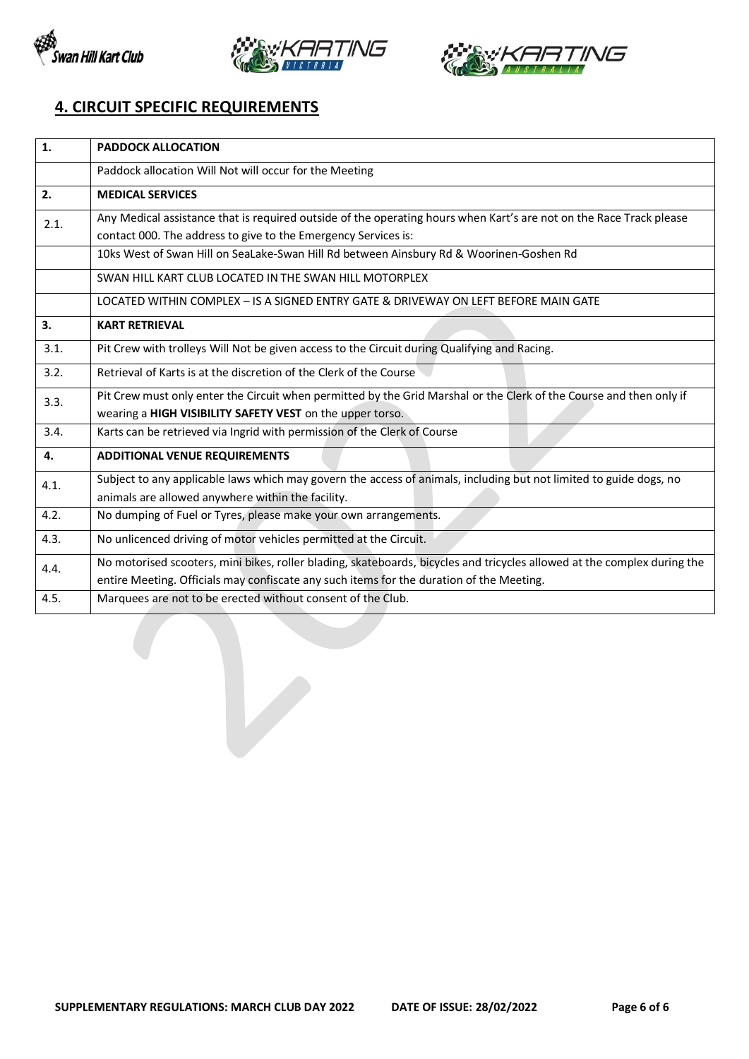## 4. CIRCUIT SPECIFIC REQUIREMENTS

| | |
|---|---|
| **1.** | **PADDOCK ALLOCATION** |
| | Paddock allocation Will Not will occur for the Meeting |
| **2.** | **MEDICAL SERVICES** |
| 2.1. | Any Medical assistance that is required outside of the operating hours when Kart's are not on the Race Track please contact 000. The address to give to the Emergency Services is: |
| | 10ks West of Swan Hill on SeaLake-Swan Hill Rd between Ainsbury Rd & Woorinen-Goshen Rd |
| | SWAN HILL KART CLUB LOCATED IN THE SWAN HILL MOTORPLEX |
| | LOCATED WITHIN COMPLEX – IS A SIGNED ENTRY GATE & DRIVEWAY ON LEFT BEFORE MAIN GATE |
| **3.** | **KART RETRIEVAL** |
| 3.1. | Pit Crew with trolleys Will Not be given access to the Circuit during Qualifying and Racing. |
| 3.2. | Retrieval of Karts is at the discretion of the Clerk of the Course |
| 3.3. | Pit Crew must only enter the Circuit when permitted by the Grid Marshal or the Clerk of the Course and then only if wearing a **HIGH VISIBILITY SAFETY VEST** on the upper torso. |
| 3.4. | Karts can be retrieved via Ingrid with permission of the Clerk of Course |
| **4.** | **ADDITIONAL VENUE REQUIREMENTS** |
| 4.1. | Subject to any applicable laws which may govern the access of animals, including but not limited to guide dogs, no animals are allowed anywhere within the facility. |
| 4.2. | No dumping of Fuel or Tyres, please make your own arrangements. |
| 4.3. | No unlicenced driving of motor vehicles permitted at the Circuit. |
| 4.4. | No motorised scooters, mini bikes, roller blading, skateboards, bicycles and tricycles allowed at the complex during the entire Meeting. Officials may confiscate any such items for the duration of the Meeting. |
| 4.5. | Marquees are not to be erected without consent of the Club. |